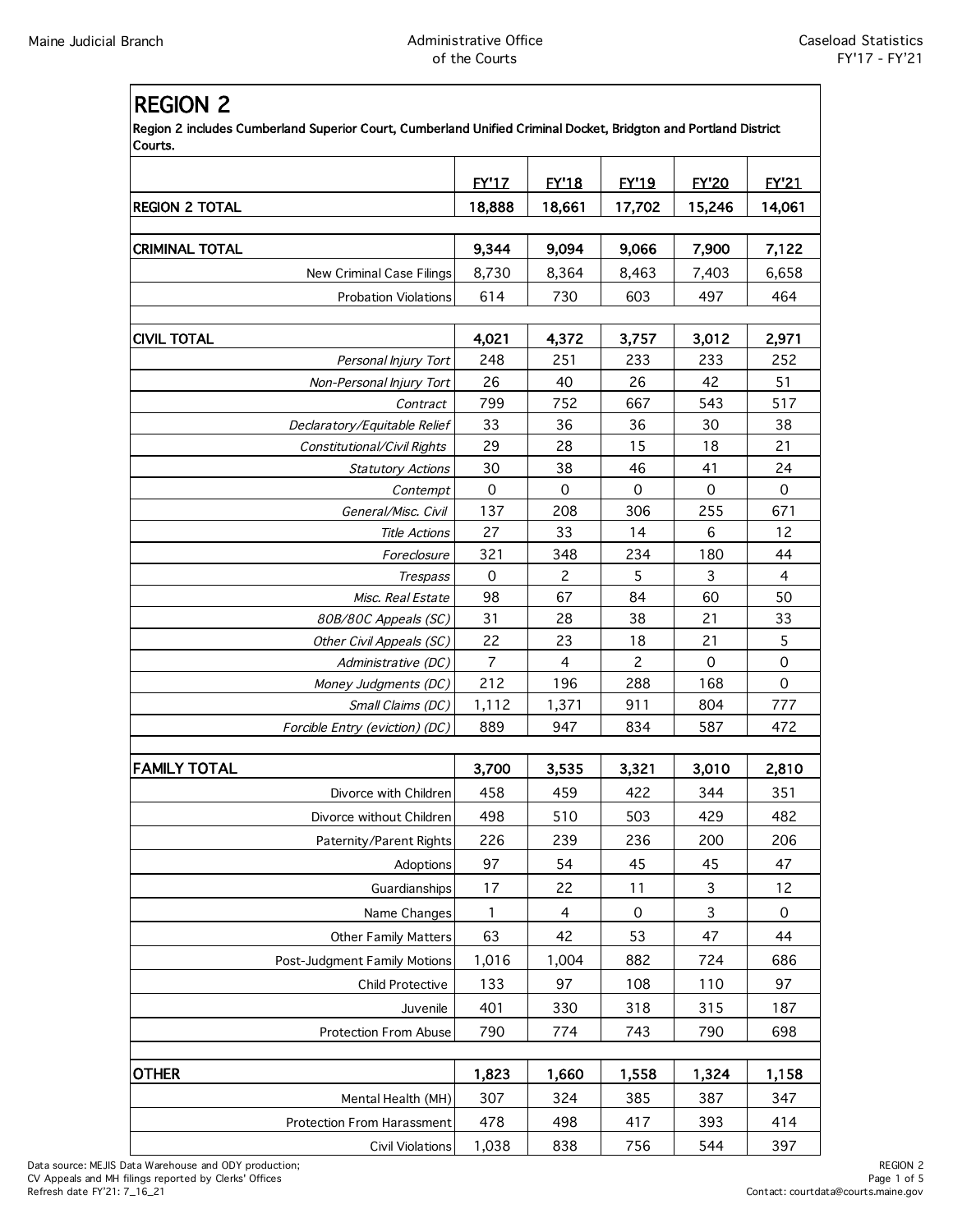## REGION 2

**Region 2 includes Cumberland Superior Court, Cumberland Unified Criminal Docket, Bridgton and Portland District Courts.**

| | FY'17 | FY'18 | FY'19 | FY'20 | FY'21 |
|---|---|---|---|---|---|
| **REGION 2 TOTAL** | **18,888** | **18,661** | **17,702** | **15,246** | **14,061** |
| | | | | | |
| **CRIMINAL TOTAL** | **9,344** | **9,094** | **9,066** | **7,900** | **7,122** |
| New Criminal Case Filings | 8,730 | 8,364 | 8,463 | 7,403 | 6,658 |
| Probation Violations | 614 | 730 | 603 | 497 | 464 |
| | | | | | |
| **CIVIL TOTAL** | **4,021** | **4,372** | **3,757** | **3,012** | **2,971** |
| *Personal Injury Tort* | 248 | 251 | 233 | 233 | 252 |
| *Non-Personal Injury Tort* | 26 | 40 | 26 | 42 | 51 |
| *Contract* | 799 | 752 | 667 | 543 | 517 |
| *Declaratory/Equitable Relief* | 33 | 36 | 36 | 30 | 38 |
| *Constitutional/Civil Rights* | 29 | 28 | 15 | 18 | 21 |
| *Statutory Actions* | 30 | 38 | 46 | 41 | 24 |
| *Contempt* | 0 | 0 | 0 | 0 | 0 |
| *General/Misc. Civil* | 137 | 208 | 306 | 255 | 671 |
| *Title Actions* | 27 | 33 | 14 | 6 | 12 |
| *Foreclosure* | 321 | 348 | 234 | 180 | 44 |
| *Trespass* | 0 | 2 | 5 | 3 | 4 |
| *Misc. Real Estate* | 98 | 67 | 84 | 60 | 50 |
| *80B/80C Appeals (SC)* | 31 | 28 | 38 | 21 | 33 |
| *Other Civil Appeals (SC)* | 22 | 23 | 18 | 21 | 5 |
| *Administrative (DC)* | 7 | 4 | 2 | 0 | 0 |
| *Money Judgments (DC)* | 212 | 196 | 288 | 168 | 0 |
| *Small Claims (DC)* | 1,112 | 1,371 | 911 | 804 | 777 |
| *Forcible Entry (eviction) (DC)* | 889 | 947 | 834 | 587 | 472 |
| | | | | | |
| **FAMILY TOTAL** | **3,700** | **3,535** | **3,321** | **3,010** | **2,810** |
| Divorce with Children | 458 | 459 | 422 | 344 | 351 |
| Divorce without Children | 498 | 510 | 503 | 429 | 482 |
| Paternity/Parent Rights | 226 | 239 | 236 | 200 | 206 |
| Adoptions | 97 | 54 | 45 | 45 | 47 |
| Guardianships | 17 | 22 | 11 | 3 | 12 |
| Name Changes | 1 | 4 | 0 | 3 | 0 |
| Other Family Matters | 63 | 42 | 53 | 47 | 44 |
| Post-Judgment Family Motions | 1,016 | 1,004 | 882 | 724 | 686 |
| Child Protective | 133 | 97 | 108 | 110 | 97 |
| Juvenile | 401 | 330 | 318 | 315 | 187 |
| Protection From Abuse | 790 | 774 | 743 | 790 | 698 |
| | | | | | |
| **OTHER** | **1,823** | **1,660** | **1,558** | **1,324** | **1,158** |
| Mental Health (MH) | 307 | 324 | 385 | 387 | 347 |
| Protection From Harassment | 478 | 498 | 417 | 393 | 414 |
| Civil Violations | 1,038 | 838 | 756 | 544 | 397 |

Data source: MEJIS Data Warehouse and ODY production;
CV Appeals and MH filings reported by Clerks' Offices
Refresh date FY'21: 7_16_21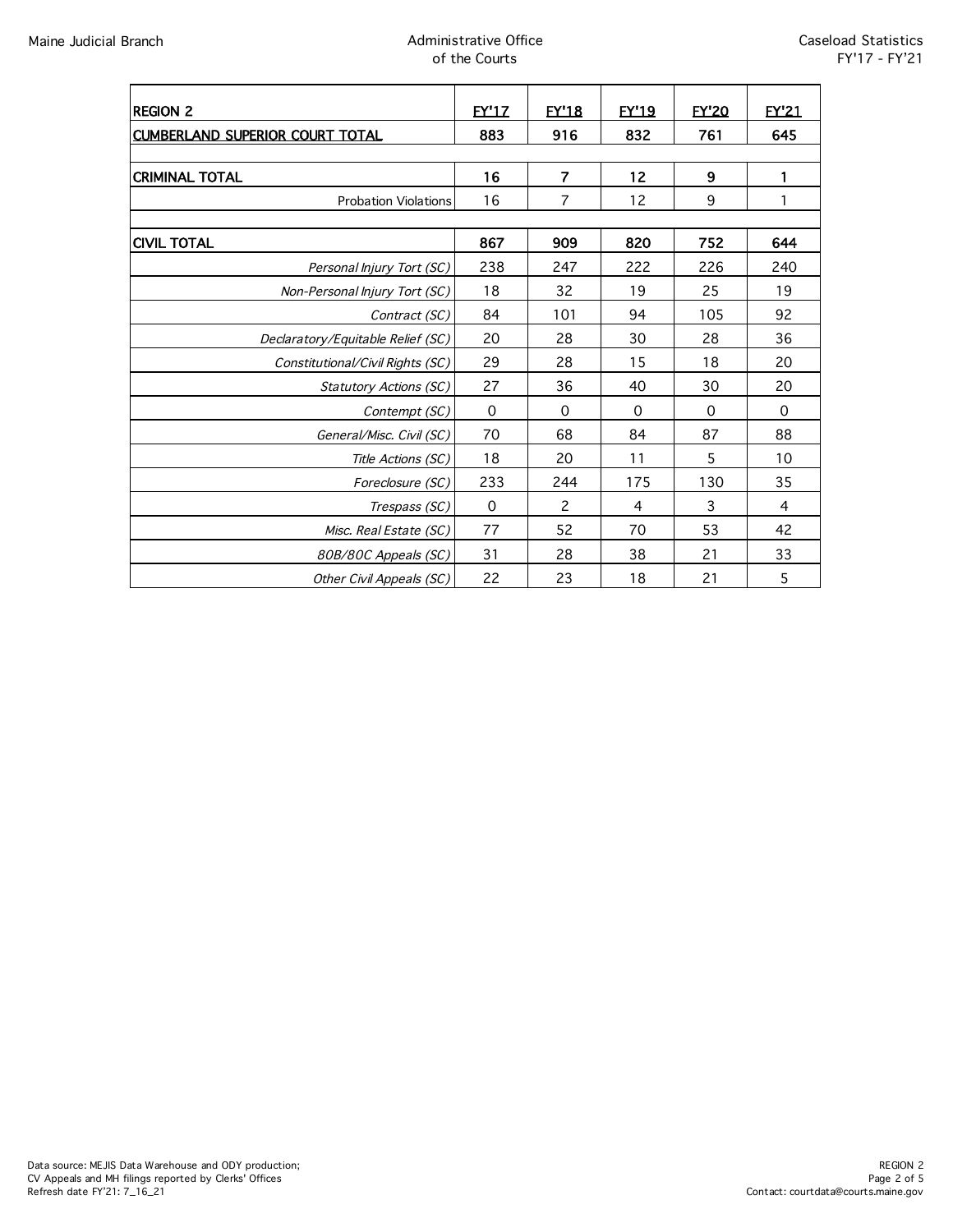| REGION 2 | FY'17 | FY'18 | FY'19 | FY'20 | FY'21 |
|---|---|---|---|---|---|
| **CUMBERLAND SUPERIOR COURT TOTAL** | **883** | **916** | **832** | **761** | **645** |
| | | | | | |
| **CRIMINAL TOTAL** | **16** | **7** | **12** | **9** | **1** |
| Probation Violations | 16 | 7 | 12 | 9 | 1 |
| | | | | | |
| **CIVIL TOTAL** | **867** | **909** | **820** | **752** | **644** |
| *Personal Injury Tort (SC)* | 238 | 247 | 222 | 226 | 240 |
| *Non-Personal Injury Tort (SC)* | 18 | 32 | 19 | 25 | 19 |
| *Contract (SC)* | 84 | 101 | 94 | 105 | 92 |
| *Declaratory/Equitable Relief (SC)* | 20 | 28 | 30 | 28 | 36 |
| *Constitutional/Civil Rights (SC)* | 29 | 28 | 15 | 18 | 20 |
| *Statutory Actions (SC)* | 27 | 36 | 40 | 30 | 20 |
| *Contempt (SC)* | 0 | 0 | 0 | 0 | 0 |
| *General/Misc. Civil (SC)* | 70 | 68 | 84 | 87 | 88 |
| *Title Actions (SC)* | 18 | 20 | 11 | 5 | 10 |
| *Foreclosure (SC)* | 233 | 244 | 175 | 130 | 35 |
| *Trespass (SC)* | 0 | 2 | 4 | 3 | 4 |
| *Misc. Real Estate (SC)* | 77 | 52 | 70 | 53 | 42 |
| *80B/80C Appeals (SC)* | 31 | 28 | 38 | 21 | 33 |
| *Other Civil Appeals (SC)* | 22 | 23 | 18 | 21 | 5 |

Data source: MEJIS Data Warehouse and ODY production;
CV Appeals and MH filings reported by Clerks' Offices
Refresh date FY'21: 7_16_21

Contact: courtdata@courts.maine.gov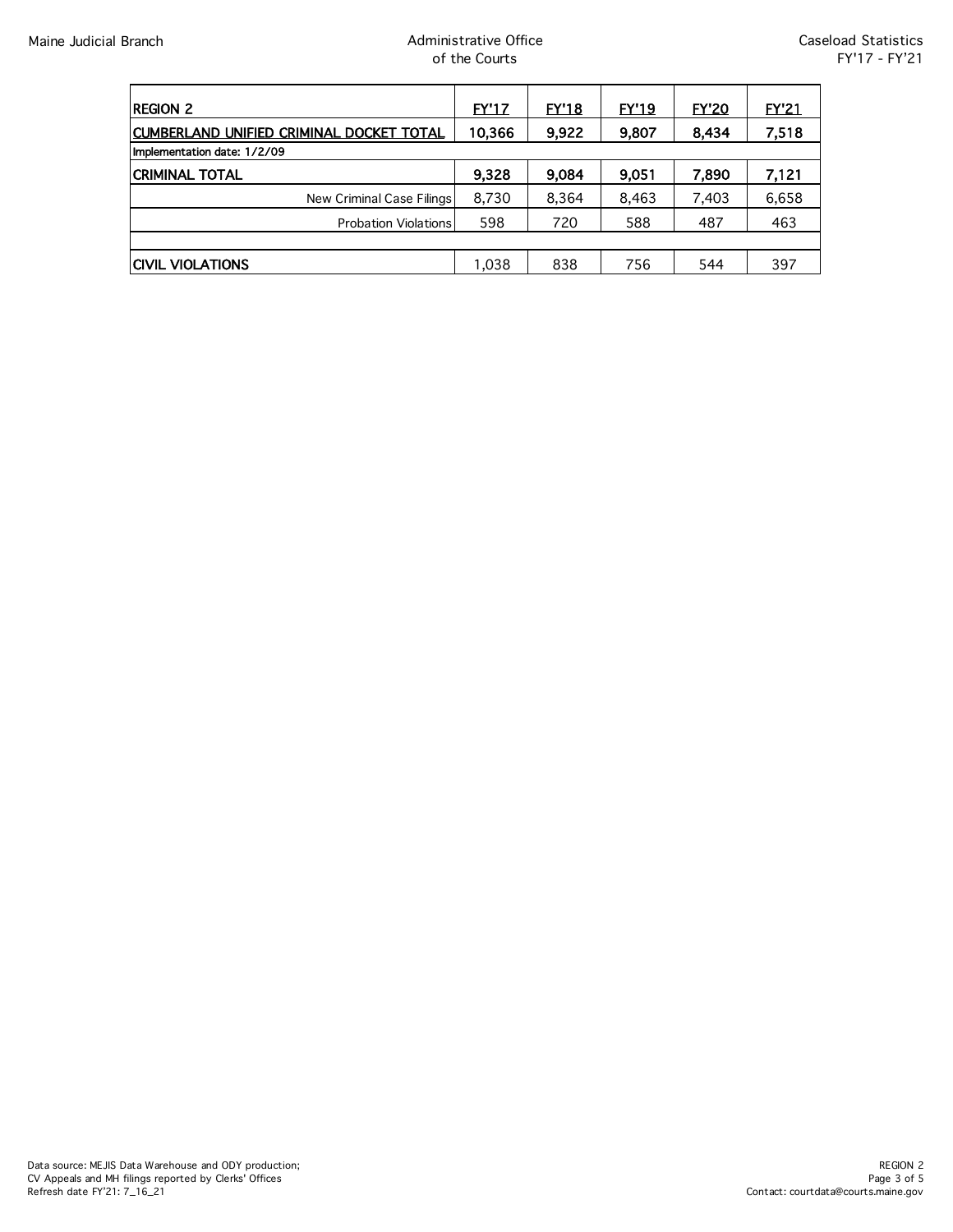| REGION 2 | FY'17 | FY'18 | FY'19 | FY'20 | FY'21 |
|---|---|---|---|---|---|
| **CUMBERLAND UNIFIED CRIMINAL DOCKET TOTAL** | **10,366** | **9,922** | **9,807** | **8,434** | **7,518** |
| Implementation date: 1/2/09 | | | | | |
| **CRIMINAL TOTAL** | **9,328** | **9,084** | **9,051** | **7,890** | **7,121** |
| New Criminal Case Filings | 8,730 | 8,364 | 8,463 | 7,403 | 6,658 |
| Probation Violations | 598 | 720 | 588 | 487 | 463 |
| | | | | | |
| **CIVIL VIOLATIONS** | 1,038 | 838 | 756 | 544 | 397 |

Data source: MEJIS Data Warehouse and ODY production;
CV Appeals and MH filings reported by Clerks' Offices
Refresh date FY'21: 7_16_21

Contact: courtdata@courts.maine.gov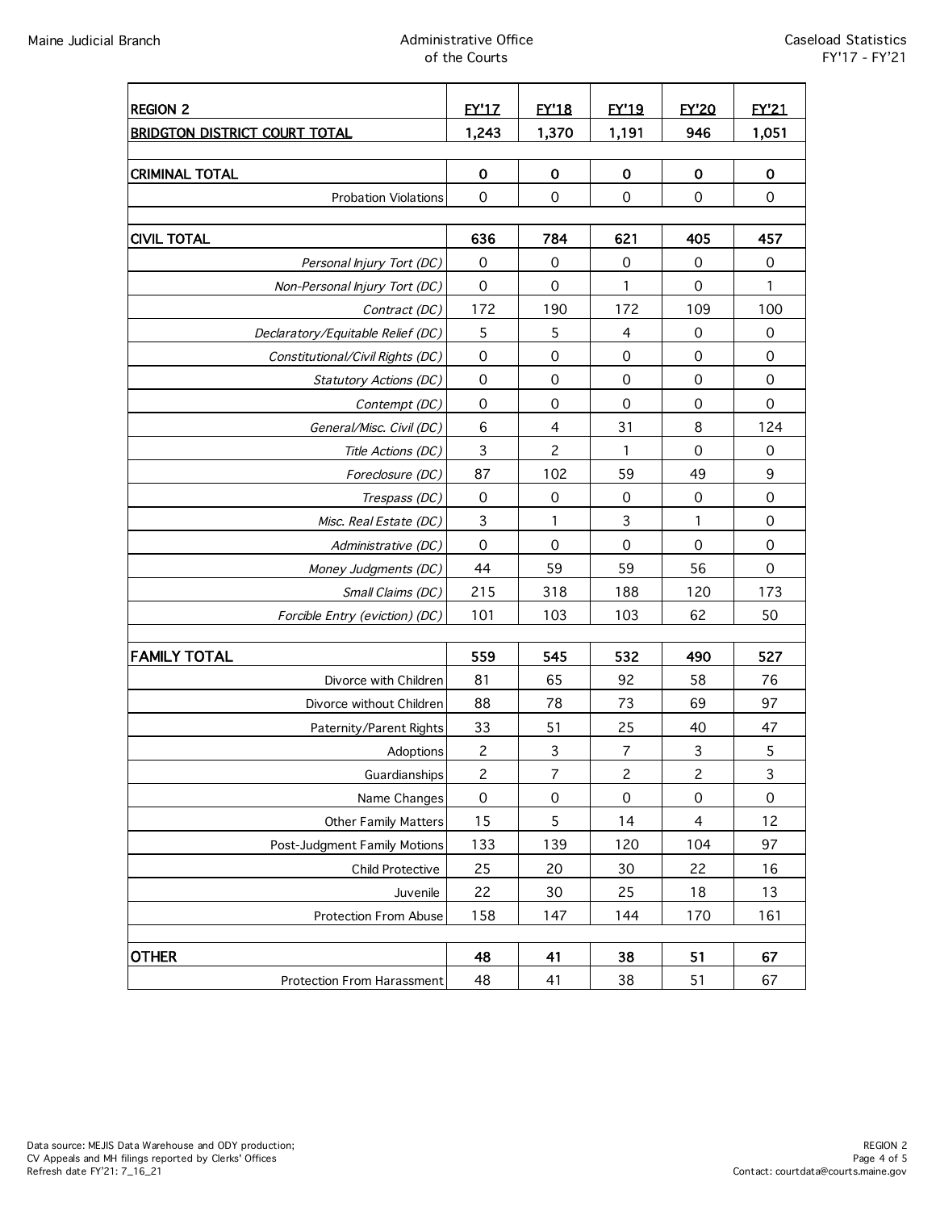| REGION 2 | FY'17 | FY'18 | FY'19 | FY'20 | FY'21 |
|---|---|---|---|---|---|
| **BRIDGTON DISTRICT COURT TOTAL** | **1,243** | **1,370** | **1,191** | **946** | **1,051** |
| | | | | | |
| **CRIMINAL TOTAL** | **0** | **0** | **0** | **0** | **0** |
| Probation Violations | 0 | 0 | 0 | 0 | 0 |
| | | | | | |
| **CIVIL TOTAL** | **636** | **784** | **621** | **405** | **457** |
| *Personal Injury Tort (DC)* | 0 | 0 | 0 | 0 | 0 |
| *Non-Personal Injury Tort (DC)* | 0 | 0 | 1 | 0 | 1 |
| *Contract (DC)* | 172 | 190 | 172 | 109 | 100 |
| *Declaratory/Equitable Relief (DC)* | 5 | 5 | 4 | 0 | 0 |
| *Constitutional/Civil Rights (DC)* | 0 | 0 | 0 | 0 | 0 |
| *Statutory Actions (DC)* | 0 | 0 | 0 | 0 | 0 |
| *Contempt (DC)* | 0 | 0 | 0 | 0 | 0 |
| *General/Misc. Civil (DC)* | 6 | 4 | 31 | 8 | 124 |
| *Title Actions (DC)* | 3 | 2 | 1 | 0 | 0 |
| *Foreclosure (DC)* | 87 | 102 | 59 | 49 | 9 |
| *Trespass (DC)* | 0 | 0 | 0 | 0 | 0 |
| *Misc. Real Estate (DC)* | 3 | 1 | 3 | 1 | 0 |
| *Administrative (DC)* | 0 | 0 | 0 | 0 | 0 |
| *Money Judgments (DC)* | 44 | 59 | 59 | 56 | 0 |
| *Small Claims (DC)* | 215 | 318 | 188 | 120 | 173 |
| *Forcible Entry (eviction) (DC)* | 101 | 103 | 103 | 62 | 50 |
| | | | | | |
| **FAMILY TOTAL** | **559** | **545** | **532** | **490** | **527** |
| Divorce with Children | 81 | 65 | 92 | 58 | 76 |
| Divorce without Children | 88 | 78 | 73 | 69 | 97 |
| Paternity/Parent Rights | 33 | 51 | 25 | 40 | 47 |
| Adoptions | 2 | 3 | 7 | 3 | 5 |
| Guardianships | 2 | 7 | 2 | 2 | 3 |
| Name Changes | 0 | 0 | 0 | 0 | 0 |
| Other Family Matters | 15 | 5 | 14 | 4 | 12 |
| Post-Judgment Family Motions | 133 | 139 | 120 | 104 | 97 |
| Child Protective | 25 | 20 | 30 | 22 | 16 |
| Juvenile | 22 | 30 | 25 | 18 | 13 |
| Protection From Abuse | 158 | 147 | 144 | 170 | 161 |
| | | | | | |
| **OTHER** | **48** | **41** | **38** | **51** | **67** |
| Protection From Harassment | 48 | 41 | 38 | 51 | 67 |

Data source: MEJIS Data Warehouse and ODY production;
CV Appeals and MH filings reported by Clerks' Offices
Refresh date FY'21: 7_16_21

Contact: courtdata@courts.maine.gov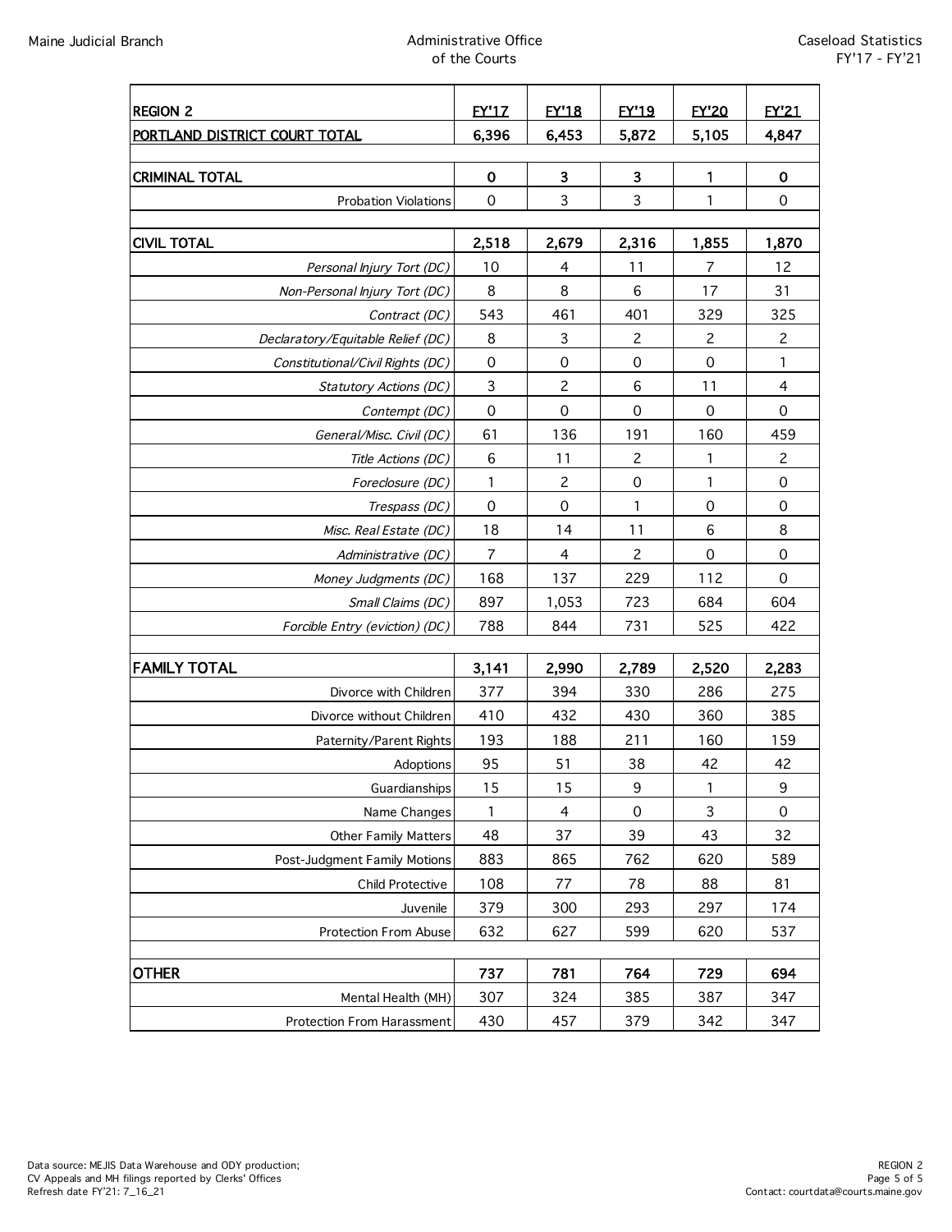| REGION 2 | FY'17 | FY'18 | FY'19 | FY'20 | FY'21 |
|---|---|---|---|---|---|
| **PORTLAND DISTRICT COURT TOTAL** | **6,396** | **6,453** | **5,872** | **5,105** | **4,847** |
| | | | | | |
| **CRIMINAL TOTAL** | **0** | **3** | **3** | **1** | **0** |
| Probation Violations | 0 | 3 | 3 | 1 | 0 |
| | | | | | |
| **CIVIL TOTAL** | **2,518** | **2,679** | **2,316** | **1,855** | **1,870** |
| *Personal Injury Tort (DC)* | 10 | 4 | 11 | 7 | 12 |
| *Non-Personal Injury Tort (DC)* | 8 | 8 | 6 | 17 | 31 |
| *Contract (DC)* | 543 | 461 | 401 | 329 | 325 |
| *Declaratory/Equitable Relief (DC)* | 8 | 3 | 2 | 2 | 2 |
| *Constitutional/Civil Rights (DC)* | 0 | 0 | 0 | 0 | 1 |
| *Statutory Actions (DC)* | 3 | 2 | 6 | 11 | 4 |
| *Contempt (DC)* | 0 | 0 | 0 | 0 | 0 |
| *General/Misc. Civil (DC)* | 61 | 136 | 191 | 160 | 459 |
| *Title Actions (DC)* | 6 | 11 | 2 | 1 | 2 |
| *Foreclosure (DC)* | 1 | 2 | 0 | 1 | 0 |
| *Trespass (DC)* | 0 | 0 | 1 | 0 | 0 |
| *Misc. Real Estate (DC)* | 18 | 14 | 11 | 6 | 8 |
| *Administrative (DC)* | 7 | 4 | 2 | 0 | 0 |
| *Money Judgments (DC)* | 168 | 137 | 229 | 112 | 0 |
| *Small Claims (DC)* | 897 | 1,053 | 723 | 684 | 604 |
| *Forcible Entry (eviction) (DC)* | 788 | 844 | 731 | 525 | 422 |
| | | | | | |
| **FAMILY TOTAL** | **3,141** | **2,990** | **2,789** | **2,520** | **2,283** |
| Divorce with Children | 377 | 394 | 330 | 286 | 275 |
| Divorce without Children | 410 | 432 | 430 | 360 | 385 |
| Paternity/Parent Rights | 193 | 188 | 211 | 160 | 159 |
| Adoptions | 95 | 51 | 38 | 42 | 42 |
| Guardianships | 15 | 15 | 9 | 1 | 9 |
| Name Changes | 1 | 4 | 0 | 3 | 0 |
| Other Family Matters | 48 | 37 | 39 | 43 | 32 |
| Post-Judgment Family Motions | 883 | 865 | 762 | 620 | 589 |
| Child Protective | 108 | 77 | 78 | 88 | 81 |
| Juvenile | 379 | 300 | 293 | 297 | 174 |
| Protection From Abuse | 632 | 627 | 599 | 620 | 537 |
| | | | | | |
| **OTHER** | **737** | **781** | **764** | **729** | **694** |
| Mental Health (MH) | 307 | 324 | 385 | 387 | 347 |
| Protection From Harassment | 430 | 457 | 379 | 342 | 347 |

Data source: MEJIS Data Warehouse and ODY production;
CV Appeals and MH filings reported by Clerks' Offices
Refresh date FY'21: 7_16_21

Contact: courtdata@courts.maine.gov